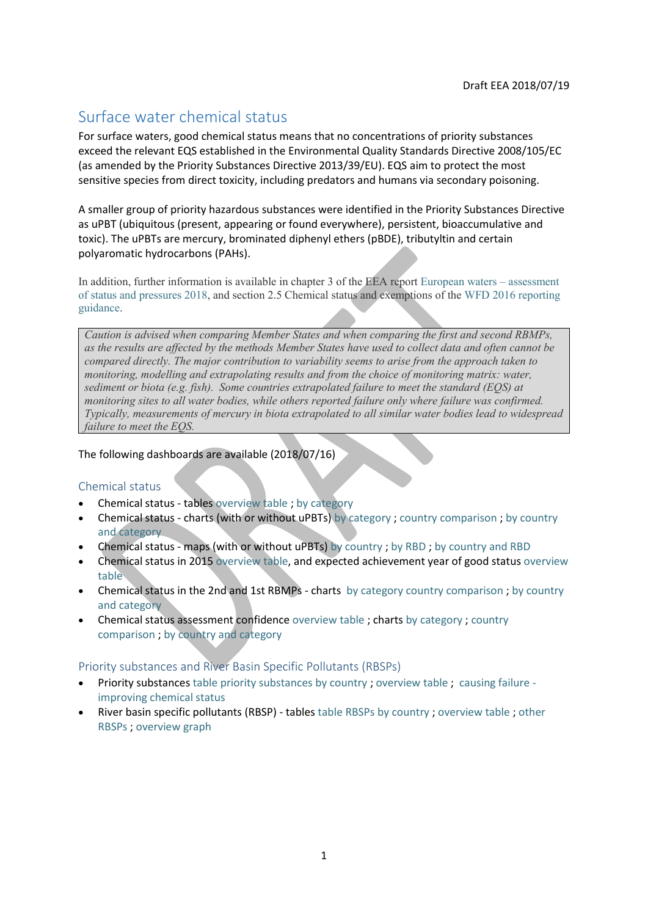Draft EEA 2018/07/19

# Surface water chemical status

For surface waters, good chemical status means that no concentrations of priority substances exceed the relevant EQS established in the Environmental Quality Standards Directive 2008/105/EC (as amended by the Priority Substances Directive 2013/39/EU). EQS aim to protect the most sensitive species from direct toxicity, including predators and humans via secondary poisoning.

A smaller group of priority hazardous substances were identified in the Priority Substances Directive as uPBT (ubiquitous (present, appearing or found everywhere), persistent, bioaccumulative and toxic). The uPBTs are mercury, brominated diphenyl ethers (pBDE), tributyltin and certain polyaromatic hydrocarbons (PAHs).

In addition, further information is available in chapter 3 of the EEA report European waters – assessment of status and pressures 2018, and section 2.5 Chemical status and exemptions of the WFD 2016 reporting guidance.

> *Caution is advised when comparing Member States and when comparing the first and second RBMPs, as the results are affected by the methods Member States have used to collect data and often cannot be compared directly. The major contribution to variability seems to arise from the approach taken to monitoring, modelling and extrapolating results and from the choice of monitoring matrix: water, sediment or biota (e.g. fish). Some countries extrapolated failure to meet the standard (EQS) at monitoring sites to all water bodies, while others reported failure only where failure was confirmed. Typically, measurements of mercury in biota extrapolated to all similar water bodies lead to widespread failure to meet the EQS.*

The following dashboards are available (2018/07/16)

## Chemical status

- Chemical status - tables overview table ; by category
- Chemical status - charts (with or without uPBTs) by category ; country comparison ; by country and category
- Chemical status - maps (with or without uPBTs) by country ; by RBD ; by country and RBD
- Chemical status in 2015 overview table, and expected achievement year of good status overview table
- Chemical status in the 2nd and 1st RBMPs - charts by category country comparison ; by country and category
- Chemical status assessment confidence overview table ; charts by category ; country comparison ; by country and category

## Priority substances and River Basin Specific Pollutants (RBSPs)

- Priority substances table priority substances by country ; overview table ; causing failure - improving chemical status
- River basin specific pollutants (RBSP) - tables table RBSPs by country ; overview table ; other RBSPs ; overview graph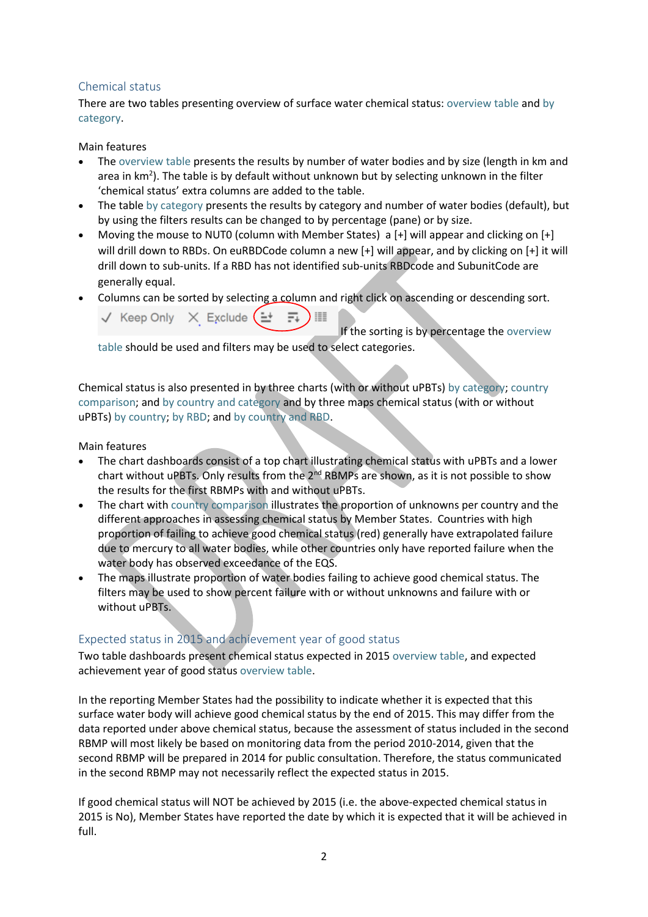## Chemical status

There are two tables presenting overview of surface water chemical status: overview table and by category.

Main features

- The overview table presents the results by number of water bodies and by size (length in km and area in km$^2$). The table is by default without unknown but by selecting unknown in the filter 'chemical status' extra columns are added to the table.
- The table by category presents the results by category and number of water bodies (default), but by using the filters results can be changed to by percentage (pane) or by size.
- Moving the mouse to NUT0 (column with Member States) a [+] will appear and clicking on [+] will drill down to RBDs. On euRBDCode column a new [+] will appear, and by clicking on [+] it will drill down to sub-units. If a RBD has not identified sub-units RBDcode and SubunitCode are generally equal.
- Columns can be sorted by selecting a column and right click on ascending or descending sort.

  ✓ Keep Only ✕ Exclude

  If the sorting is by percentage the overview table should be used and filters may be used to select categories.

Chemical status is also presented in by three charts (with or without uPBTs) by category; country comparison; and by country and category and by three maps chemical status (with or without uPBTs) by country; by RBD; and by country and RBD.

Main features

- The chart dashboards consist of a top chart illustrating chemical status with uPBTs and a lower chart without uPBTs. Only results from the 2nd RBMPs are shown, as it is not possible to show the results for the first RBMPs with and without uPBTs.
- The chart with country comparison illustrates the proportion of unknowns per country and the different approaches in assessing chemical status by Member States. Countries with high proportion of failing to achieve good chemical status (red) generally have extrapolated failure due to mercury to all water bodies, while other countries only have reported failure when the water body has observed exceedance of the EQS.
- The maps illustrate proportion of water bodies failing to achieve good chemical status. The filters may be used to show percent failure with or without unknowns and failure with or without uPBTs.

## Expected status in 2015 and achievement year of good status

Two table dashboards present chemical status expected in 2015 overview table, and expected achievement year of good status overview table.

In the reporting Member States had the possibility to indicate whether it is expected that this surface water body will achieve good chemical status by the end of 2015. This may differ from the data reported under above chemical status, because the assessment of status included in the second RBMP will most likely be based on monitoring data from the period 2010-2014, given that the second RBMP will be prepared in 2014 for public consultation. Therefore, the status communicated in the second RBMP may not necessarily reflect the expected status in 2015.

If good chemical status will NOT be achieved by 2015 (i.e. the above-expected chemical status in 2015 is No), Member States have reported the date by which it is expected that it will be achieved in full.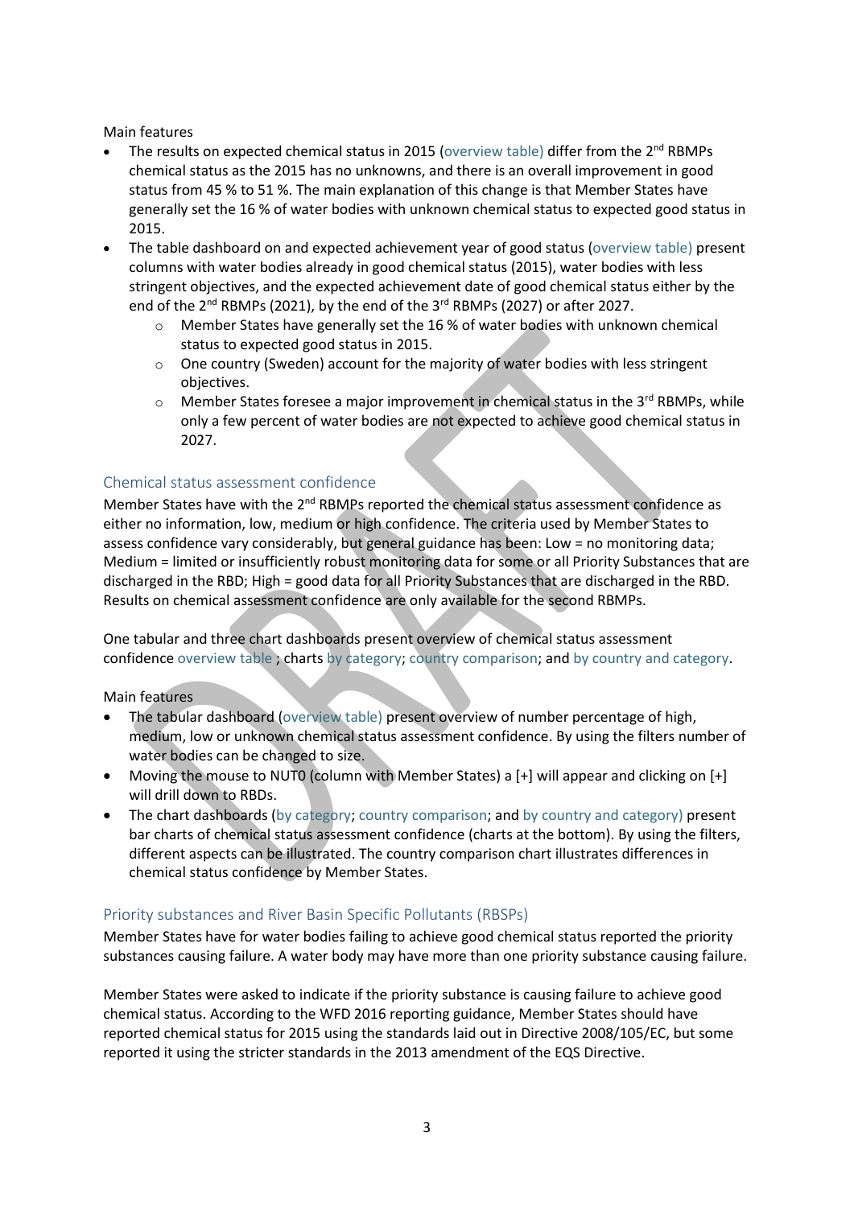Main features

- The results on expected chemical status in 2015 (overview table) differ from the 2nd RBMPs chemical status as the 2015 has no unknowns, and there is an overall improvement in good status from 45 % to 51 %. The main explanation of this change is that Member States have generally set the 16 % of water bodies with unknown chemical status to expected good status in 2015.
- The table dashboard on and expected achievement year of good status (overview table) present columns with water bodies already in good chemical status (2015), water bodies with less stringent objectives, and the expected achievement date of good chemical status either by the end of the 2nd RBMPs (2021), by the end of the 3rd RBMPs (2027) or after 2027.
  - Member States have generally set the 16 % of water bodies with unknown chemical status to expected good status in 2015.
  - One country (Sweden) account for the majority of water bodies with less stringent objectives.
  - Member States foresee a major improvement in chemical status in the 3rd RBMPs, while only a few percent of water bodies are not expected to achieve good chemical status in 2027.

## Chemical status assessment confidence

Member States have with the 2nd RBMPs reported the chemical status assessment confidence as either no information, low, medium or high confidence. The criteria used by Member States to assess confidence vary considerably, but general guidance has been: Low = no monitoring data; Medium = limited or insufficiently robust monitoring data for some or all Priority Substances that are discharged in the RBD; High = good data for all Priority Substances that are discharged in the RBD. Results on chemical assessment confidence are only available for the second RBMPs.

One tabular and three chart dashboards present overview of chemical status assessment confidence overview table ; charts by category; country comparison; and by country and category.

Main features

- The tabular dashboard (overview table) present overview of number percentage of high, medium, low or unknown chemical status assessment confidence. By using the filters number of water bodies can be changed to size.
- Moving the mouse to NUT0 (column with Member States) a [+] will appear and clicking on [+] will drill down to RBDs.
- The chart dashboards (by category; country comparison; and by country and category) present bar charts of chemical status assessment confidence (charts at the bottom). By using the filters, different aspects can be illustrated. The country comparison chart illustrates differences in chemical status confidence by Member States.

## Priority substances and River Basin Specific Pollutants (RBSPs)

Member States have for water bodies failing to achieve good chemical status reported the priority substances causing failure. A water body may have more than one priority substance causing failure.

Member States were asked to indicate if the priority substance is causing failure to achieve good chemical status. According to the WFD 2016 reporting guidance, Member States should have reported chemical status for 2015 using the standards laid out in Directive 2008/105/EC, but some reported it using the stricter standards in the 2013 amendment of the EQS Directive.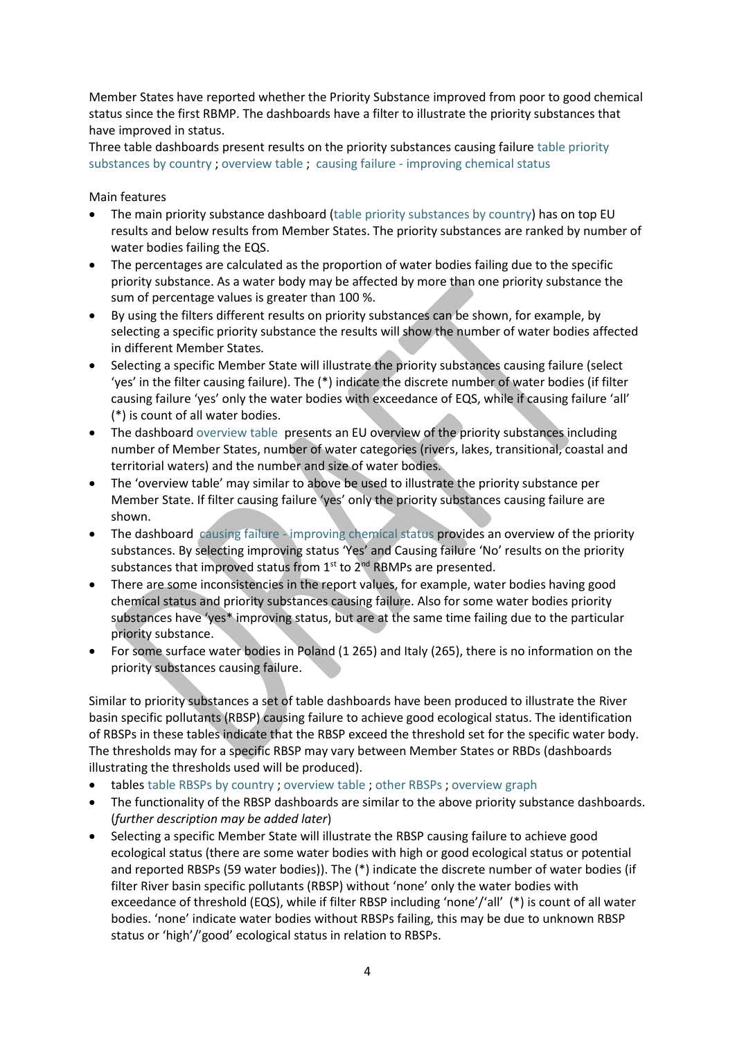Member States have reported whether the Priority Substance improved from poor to good chemical status since the first RBMP. The dashboards have a filter to illustrate the priority substances that have improved in status.

Three table dashboards present results on the priority substances causing failure table priority substances by country ; overview table ; causing failure - improving chemical status

Main features

- The main priority substance dashboard (table priority substances by country) has on top EU results and below results from Member States. The priority substances are ranked by number of water bodies failing the EQS.
- The percentages are calculated as the proportion of water bodies failing due to the specific priority substance. As a water body may be affected by more than one priority substance the sum of percentage values is greater than 100 %.
- By using the filters different results on priority substances can be shown, for example, by selecting a specific priority substance the results will show the number of water bodies affected in different Member States.
- Selecting a specific Member State will illustrate the priority substances causing failure (select 'yes' in the filter causing failure). The (*) indicate the discrete number of water bodies (if filter causing failure 'yes' only the water bodies with exceedance of EQS, while if causing failure 'all' (*) is count of all water bodies.
- The dashboard overview table presents an EU overview of the priority substances including number of Member States, number of water categories (rivers, lakes, transitional, coastal and territorial waters) and the number and size of water bodies.
- The 'overview table' may similar to above be used to illustrate the priority substance per Member State. If filter causing failure 'yes' only the priority substances causing failure are shown.
- The dashboard causing failure - improving chemical status provides an overview of the priority substances. By selecting improving status 'Yes' and Causing failure 'No' results on the priority substances that improved status from 1st to 2nd RBMPs are presented.
- There are some inconsistencies in the report values, for example, water bodies having good chemical status and priority substances causing failure. Also for some water bodies priority substances have 'yes* improving status, but are at the same time failing due to the particular priority substance.
- For some surface water bodies in Poland (1 265) and Italy (265), there is no information on the priority substances causing failure.

Similar to priority substances a set of table dashboards have been produced to illustrate the River basin specific pollutants (RBSP) causing failure to achieve good ecological status. The identification of RBSPs in these tables indicate that the RBSP exceed the threshold set for the specific water body. The thresholds may for a specific RBSP may vary between Member States or RBDs (dashboards illustrating the thresholds used will be produced).

- tables table RBSPs by country ; overview table ; other RBSPs ; overview graph
- The functionality of the RBSP dashboards are similar to the above priority substance dashboards. (*further description may be added later*)
- Selecting a specific Member State will illustrate the RBSP causing failure to achieve good ecological status (there are some water bodies with high or good ecological status or potential and reported RBSPs (59 water bodies)). The (*) indicate the discrete number of water bodies (if filter River basin specific pollutants (RBSP) without 'none' only the water bodies with exceedance of threshold (EQS), while if filter RBSP including 'none'/'all' (*) is count of all water bodies. 'none' indicate water bodies without RBSPs failing, this may be due to unknown RBSP status or 'high'/'good' ecological status in relation to RBSPs.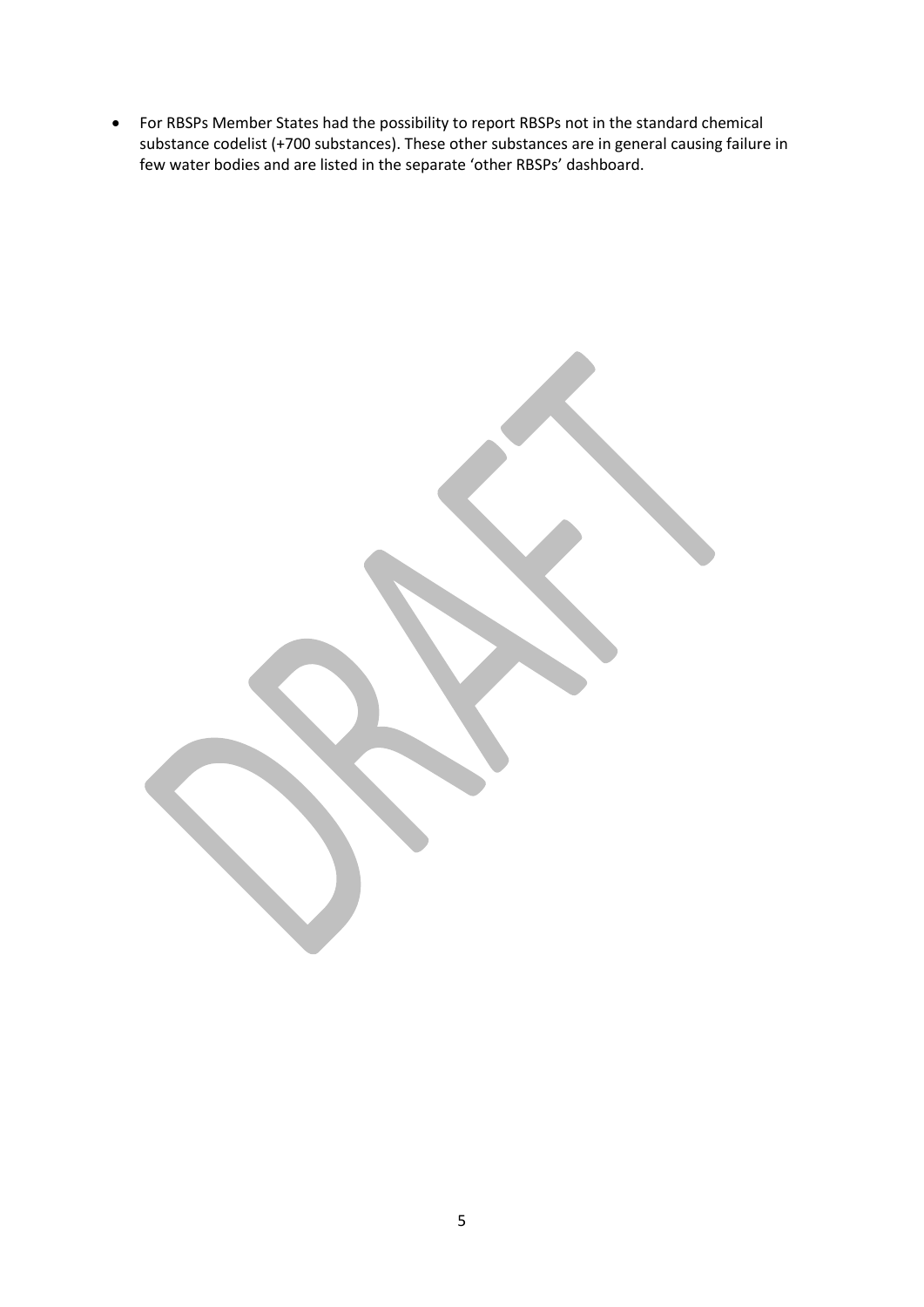- For RBSPs Member States had the possibility to report RBSPs not in the standard chemical substance codelist (+700 substances). These other substances are in general causing failure in few water bodies and are listed in the separate 'other RBSPs' dashboard.